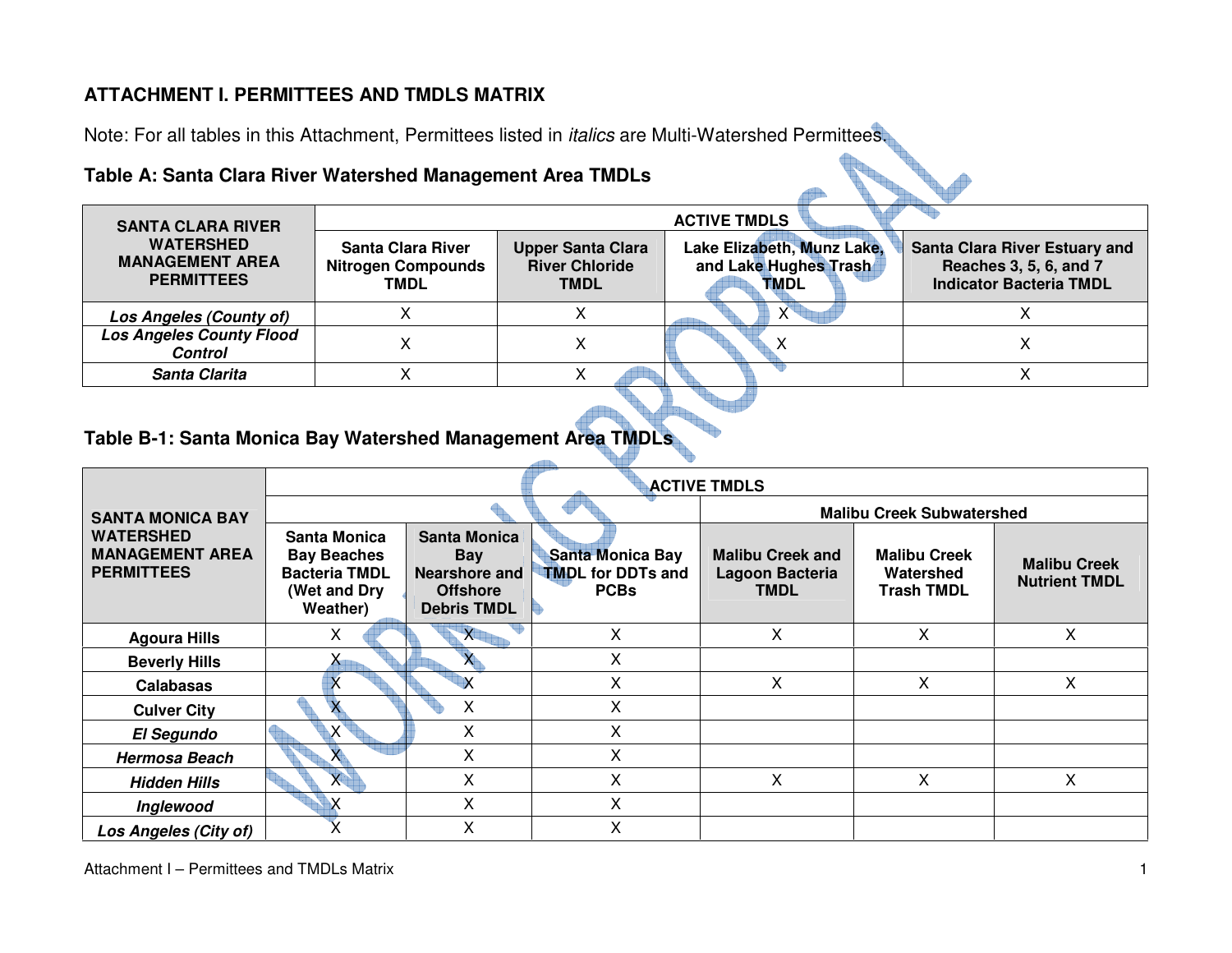## ATTACHMENT I. PERMITTEES AND TMDLS MATRIX

Note: For all tables in this Attachment, Permittees listed in *italics* are Multi-Watershed Permittees.

### Table A: Santa Clara River Watershed Management Area TMDLs

| SANTA CLARA RIVER WATERSHED MANAGEMENT AREA PERMITTEES | ACTIVE TMDLS | | | |
|---|---|---|---|---|
| | Santa Clara River Nitrogen Compounds TMDL | Upper Santa Clara River Chloride TMDL | Lake Elizabeth, Munz Lake, and Lake Hughes Trash TMDL | Santa Clara River Estuary and Reaches 3, 5, 6, and 7 Indicator Bacteria TMDL |
| *Los Angeles (County of)* | X | X | X | X |
| *Los Angeles County Flood Control* | X | X | X | X |
| *Santa Clarita* | X | X | | X |

### Table B-1: Santa Monica Bay Watershed Management Area TMDLs

| SANTA MONICA BAY WATERSHED MANAGEMENT AREA PERMITTEES | ACTIVE TMDLS | | | | | |
|---|---|---|---|---|---|---|
| | | | | Malibu Creek Subwatershed | | |
| | Santa Monica Bay Beaches Bacteria TMDL (Wet and Dry Weather) | Santa Monica Bay Nearshore and Offshore Debris TMDL | Santa Monica Bay TMDL for DDTs and PCBs | Malibu Creek and Lagoon Bacteria TMDL | Malibu Creek Watershed Trash TMDL | Malibu Creek Nutrient TMDL |
| Agoura Hills | X | X | X | X | X | X |
| Beverly Hills | X | X | X | | | |
| Calabasas | X | X | X | X | X | X |
| Culver City | X | X | X | | | |
| *El Segundo* | X | X | X | | | |
| *Hermosa Beach* | X | X | X | | | |
| *Hidden Hills* | X | X | X | X | X | X |
| *Inglewood* | X | X | X | | | |
| *Los Angeles (City of)* | X | X | X | | | |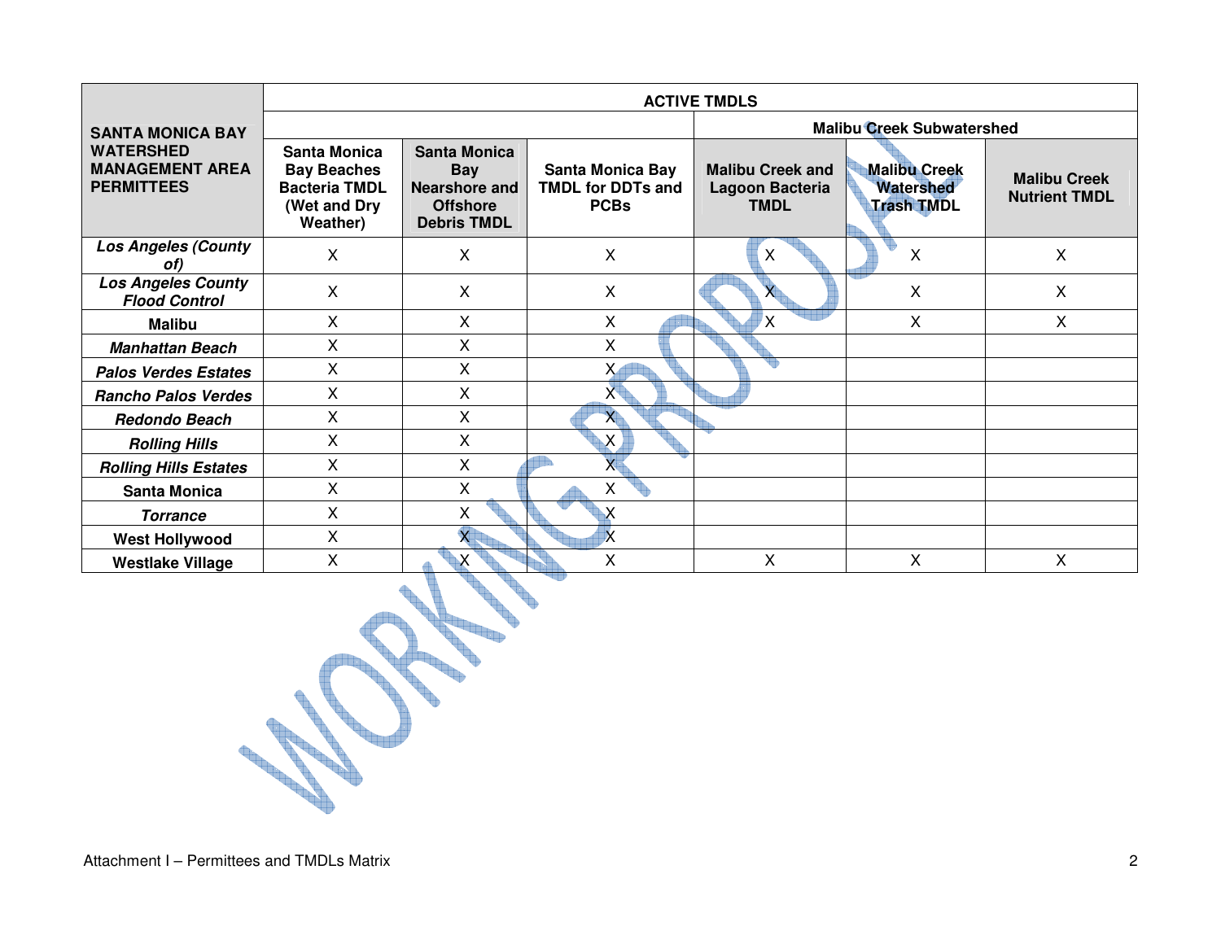| SANTA MONICA BAY WATERSHED MANAGEMENT AREA PERMITTEES | ACTIVE TMDLS | | | | | |
|---|---|---|---|---|---|---|
| | | | | Malibu Creek Subwatershed | | |
| | Santa Monica Bay Beaches Bacteria TMDL (Wet and Dry Weather) | Santa Monica Bay Nearshore and Offshore Debris TMDL | Santa Monica Bay TMDL for DDTs and PCBs | Malibu Creek and Lagoon Bacteria TMDL | Malibu Creek Watershed Trash TMDL | Malibu Creek Nutrient TMDL |
| *Los Angeles (County of)* | X | X | X | X | X | X |
| *Los Angeles County Flood Control* | X | X | X | X | X | X |
| Malibu | X | X | X | X | X | X |
| *Manhattan Beach* | X | X | X | | | |
| *Palos Verdes Estates* | X | X | X | | | |
| *Rancho Palos Verdes* | X | X | X | | | |
| *Redondo Beach* | X | X | X | | | |
| *Rolling Hills* | X | X | X | | | |
| *Rolling Hills Estates* | X | X | X | | | |
| Santa Monica | X | X | X | | | |
| *Torrance* | X | X | X | | | |
| West Hollywood | X | X | X | | | |
| Westlake Village | X | X | X | X | X | X |

Attachment I – Permittees and TMDLs Matrix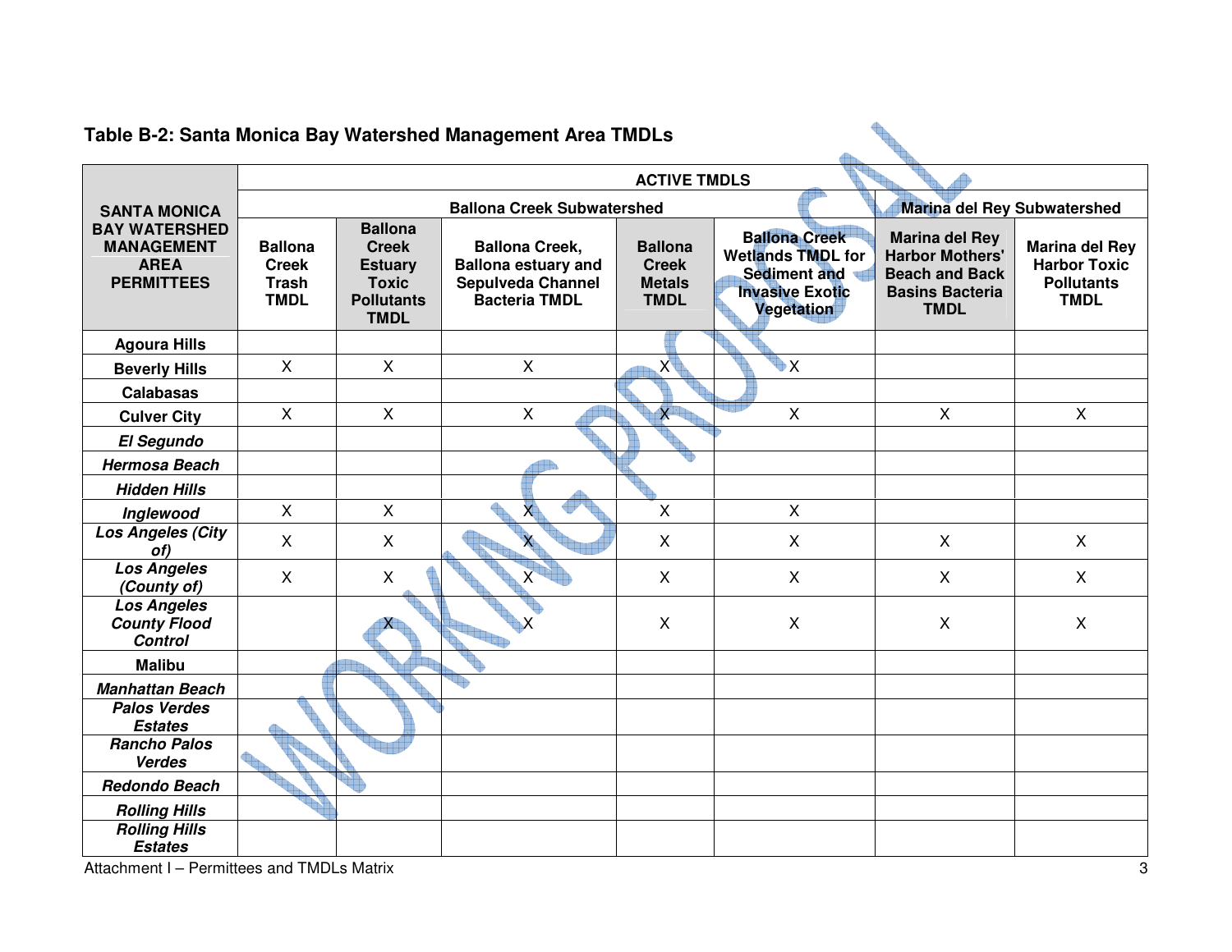## Table B-2: Santa Monica Bay Watershed Management Area TMDLs

| SANTA MONICA BAY WATERSHED MANAGEMENT AREA PERMITTEES | ACTIVE TMDLS | | | | | | |
|---|---|---|---|---|---|---|---|
| | Ballona Creek Subwatershed | | | | | Marina del Rey Subwatershed | |
| | Ballona Creek Trash TMDL | Ballona Creek Estuary Toxic Pollutants TMDL | Ballona Creek, Ballona estuary and Sepulveda Channel Bacteria TMDL | Ballona Creek Metals TMDL | Ballona Creek Wetlands TMDL for Sediment and Invasive Exotic Vegetation | Marina del Rey Harbor Mothers' Beach and Back Basins Bacteria TMDL | Marina del Rey Harbor Toxic Pollutants TMDL |
| Agoura Hills | | | | | | | |
| Beverly Hills | X | X | X | X | X | | |
| Calabasas | | | | | | | |
| Culver City | X | X | X | X | X | X | X |
| *El Segundo* | | | | | | | |
| *Hermosa Beach* | | | | | | | |
| *Hidden Hills* | | | | | | | |
| *Inglewood* | X | X | X | X | X | | |
| *Los Angeles (City of)* | X | X | X | X | X | X | X |
| *Los Angeles (County of)* | X | X | X | X | X | X | X |
| *Los Angeles County Flood Control* | | X | X | X | X | X | X |
| Malibu | | | | | | | |
| *Manhattan Beach* | | | | | | | |
| *Palos Verdes Estates* | | | | | | | |
| *Rancho Palos Verdes* | | | | | | | |
| *Redondo Beach* | | | | | | | |
| *Rolling Hills* | | | | | | | |
| *Rolling Hills Estates* | | | | | | | |

Attachment I – Permittees and TMDLs Matrix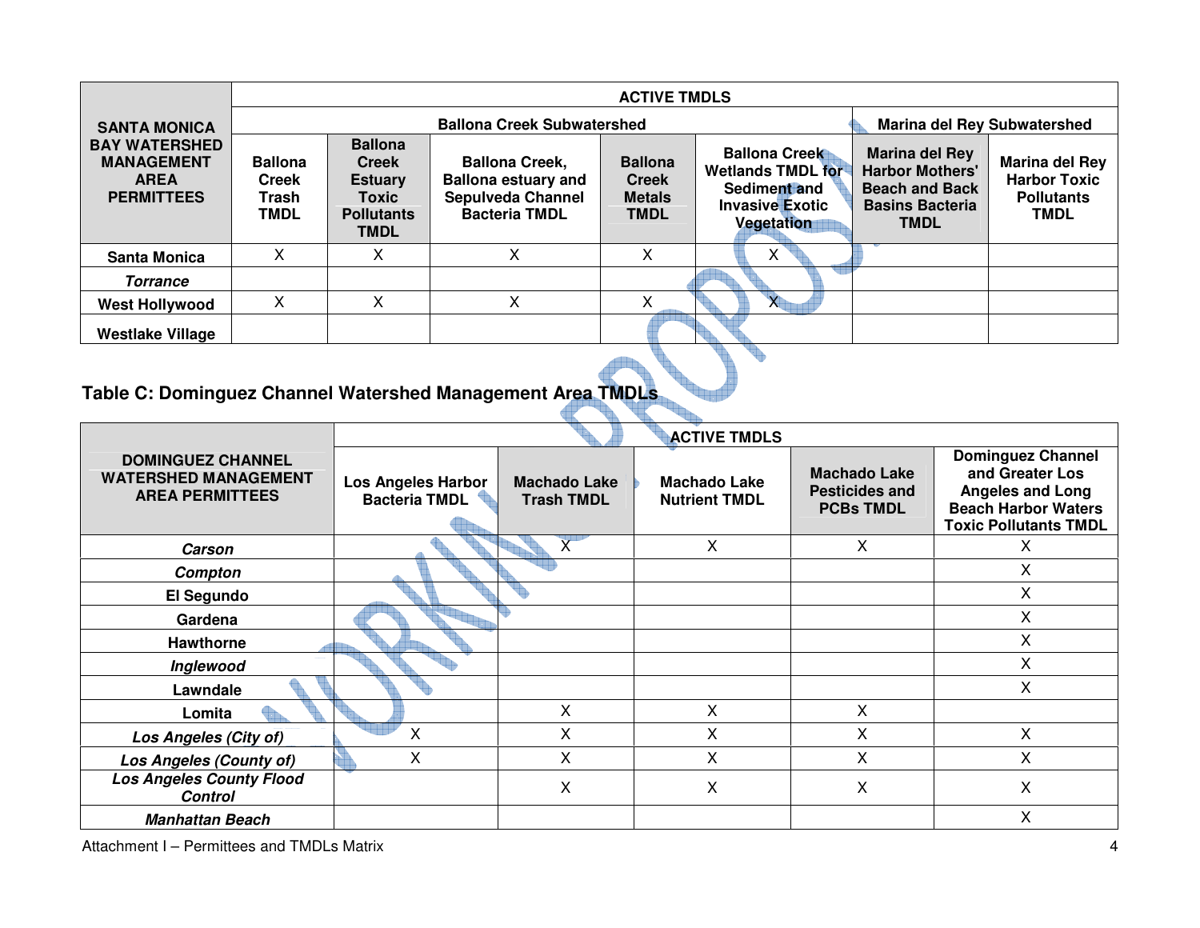| SANTA MONICA BAY WATERSHED MANAGEMENT AREA PERMITTEES | ACTIVE TMDLS | | | | | | |
|---|---|---|---|---|---|---|---|
| | Ballona Creek Subwatershed | | | | | Marina del Rey Subwatershed | |
| | Ballona Creek Trash TMDL | Ballona Creek Estuary Toxic Pollutants TMDL | Ballona Creek, Ballona estuary and Sepulveda Channel Bacteria TMDL | Ballona Creek Metals TMDL | Ballona Creek Wetlands TMDL for Sediment and Invasive Exotic Vegetation | Marina del Rey Harbor Mothers' Beach and Back Basins Bacteria TMDL | Marina del Rey Harbor Toxic Pollutants TMDL |
| Santa Monica | X | X | X | X | X | | |
| *Torrance* | | | | | | | |
| West Hollywood | X | X | X | X | X | | |
| Westlake Village | | | | | | | |

## Table C: Dominguez Channel Watershed Management Area TMDLs

| DOMINGUEZ CHANNEL WATERSHED MANAGEMENT AREA PERMITTEES | ACTIVE TMDLS | | | | |
|---|---|---|---|---|---|
| | Los Angeles Harbor Bacteria TMDL | Machado Lake Trash TMDL | Machado Lake Nutrient TMDL | Machado Lake Pesticides and PCBs TMDL | Dominguez Channel and Greater Los Angeles and Long Beach Harbor Waters Toxic Pollutants TMDL |
| *Carson* | | X | X | X | X |
| *Compton* | | | | | X |
| El Segundo | | | | | X |
| Gardena | | | | | X |
| Hawthorne | | | | | X |
| *Inglewood* | | | | | X |
| Lawndale | | | | | X |
| Lomita | | X | X | X | |
| *Los Angeles (City of)* | X | X | X | X | X |
| *Los Angeles (County of)* | X | X | X | X | X |
| *Los Angeles County Flood Control* | | X | X | X | X |
| *Manhattan Beach* | | | | | X |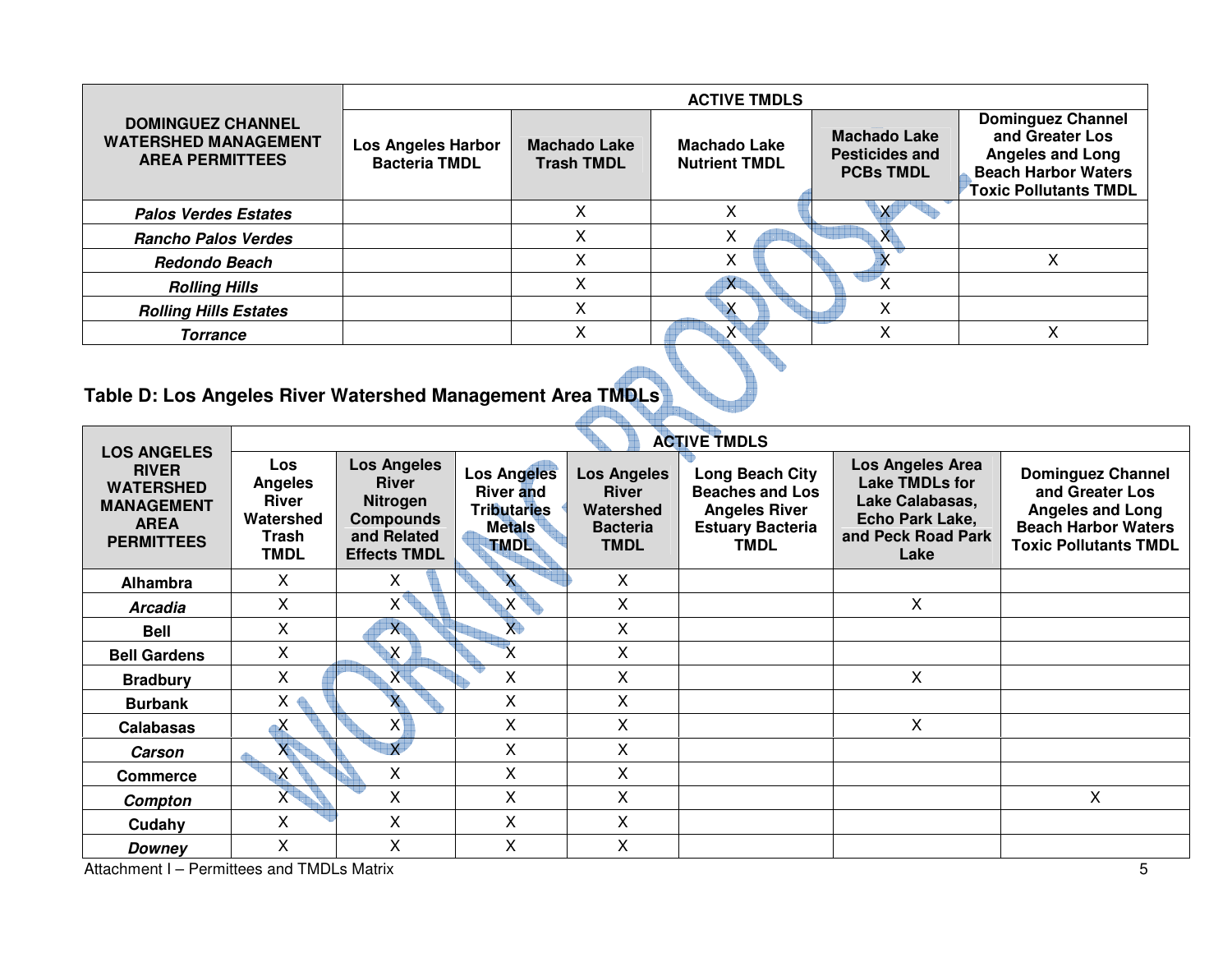| DOMINGUEZ CHANNEL WATERSHED MANAGEMENT AREA PERMITTEES | ACTIVE TMDLS | | | | |
|---|---|---|---|---|---|
| | Los Angeles Harbor Bacteria TMDL | Machado Lake Trash TMDL | Machado Lake Nutrient TMDL | Machado Lake Pesticides and PCBs TMDL | Dominguez Channel and Greater Los Angeles and Long Beach Harbor Waters Toxic Pollutants TMDL |
| ***Palos Verdes Estates*** | | X | X | X | |
| ***Rancho Palos Verdes*** | | X | X | X | |
| ***Redondo Beach*** | | X | X | X | X |
| ***Rolling Hills*** | | X | X | X | |
| ***Rolling Hills Estates*** | | X | X | X | |
| ***Torrance*** | | X | X | X | X |

## Table D: Los Angeles River Watershed Management Area TMDLs

| LOS ANGELES RIVER WATERSHED MANAGEMENT AREA PERMITTEES | ACTIVE TMDLS | | | | | | |
|---|---|---|---|---|---|---|---|
| | Los Angeles River Watershed Trash TMDL | Los Angeles River Nitrogen Compounds and Related Effects TMDL | Los Angeles River and Tributaries Metals TMDL | Los Angeles River Watershed Bacteria TMDL | Long Beach City Beaches and Los Angeles River Estuary Bacteria TMDL | Los Angeles Area Lake TMDLs for Lake Calabasas, Echo Park Lake, and Peck Road Park Lake | Dominguez Channel and Greater Los Angeles and Long Beach Harbor Waters Toxic Pollutants TMDL |
| **Alhambra** | X | X | X | X | | | |
| ***Arcadia*** | X | X | X | X | | X | |
| **Bell** | X | X | X | X | | | |
| **Bell Gardens** | X | X | X | X | | | |
| **Bradbury** | X | X | X | X | | X | |
| **Burbank** | X | X | X | X | | | |
| **Calabasas** | X | X | X | X | | X | |
| ***Carson*** | X | X | X | X | | | |
| **Commerce** | X | X | X | X | | | |
| ***Compton*** | X | X | X | X | | | X |
| **Cudahy** | X | X | X | X | | | |
| ***Downey*** | X | X | X | X | | | |

Attachment I – Permittees and TMDLs Matrix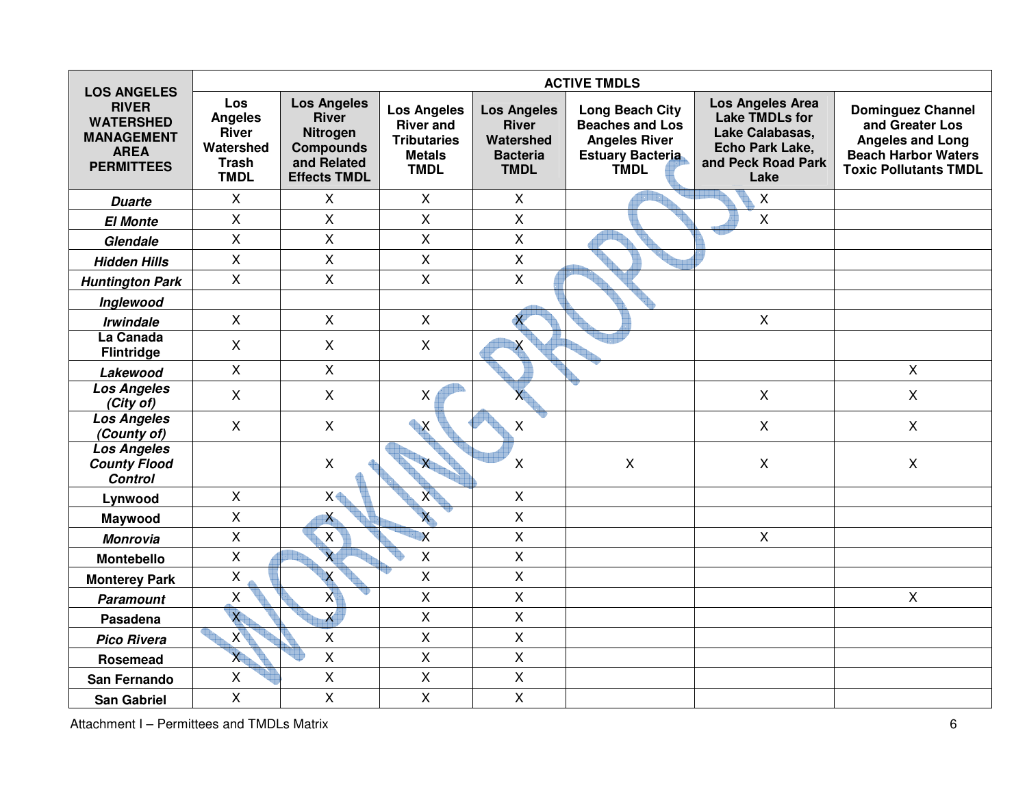| LOS ANGELES RIVER WATERSHED MANAGEMENT AREA PERMITTEES | ACTIVE TMDLS | | | | | | |
|---|---|---|---|---|---|---|---|
| | Los Angeles River Watershed Trash TMDL | Los Angeles River Nitrogen Compounds and Related Effects TMDL | Los Angeles River and Tributaries Metals TMDL | Los Angeles River Watershed Bacteria TMDL | Long Beach City Beaches and Los Angeles River Estuary Bacteria TMDL | Los Angeles Area Lake TMDLs for Lake Calabasas, Echo Park Lake, and Peck Road Park Lake | Dominguez Channel and Greater Los Angeles and Long Beach Harbor Waters Toxic Pollutants TMDL |
| ***Duarte*** | X | X | X | X | | X | |
| ***El Monte*** | X | X | X | X | | X | |
| ***Glendale*** | X | X | X | X | | | |
| ***Hidden Hills*** | X | X | X | X | | | |
| ***Huntington Park*** | X | X | X | X | | | |
| ***Inglewood*** | | | | | | | |
| ***Irwindale*** | X | X | X | X | | X | |
| **La Canada Flintridge** | X | X | X | X | | | |
| ***Lakewood*** | X | X | | | | | X |
| ***Los Angeles (City of)*** | X | X | X | X | | X | X |
| ***Los Angeles (County of)*** | X | X | X | X | | X | X |
| ***Los Angeles County Flood Control*** | | X | X | X | X | X | X |
| **Lynwood** | X | X | X | X | | | |
| **Maywood** | X | X | X | X | | | |
| ***Monrovia*** | X | X | X | X | | X | |
| **Montebello** | X | X | X | X | | | |
| **Monterey Park** | X | X | X | X | | | |
| ***Paramount*** | X | X | X | X | | | X |
| **Pasadena** | X | X | X | X | | | |
| ***Pico Rivera*** | X | X | X | X | | | |
| **Rosemead** | X | X | X | X | | | |
| **San Fernando** | X | X | X | X | | | |
| **San Gabriel** | X | X | X | X | | | |

Attachment I – Permittees and TMDLs Matrix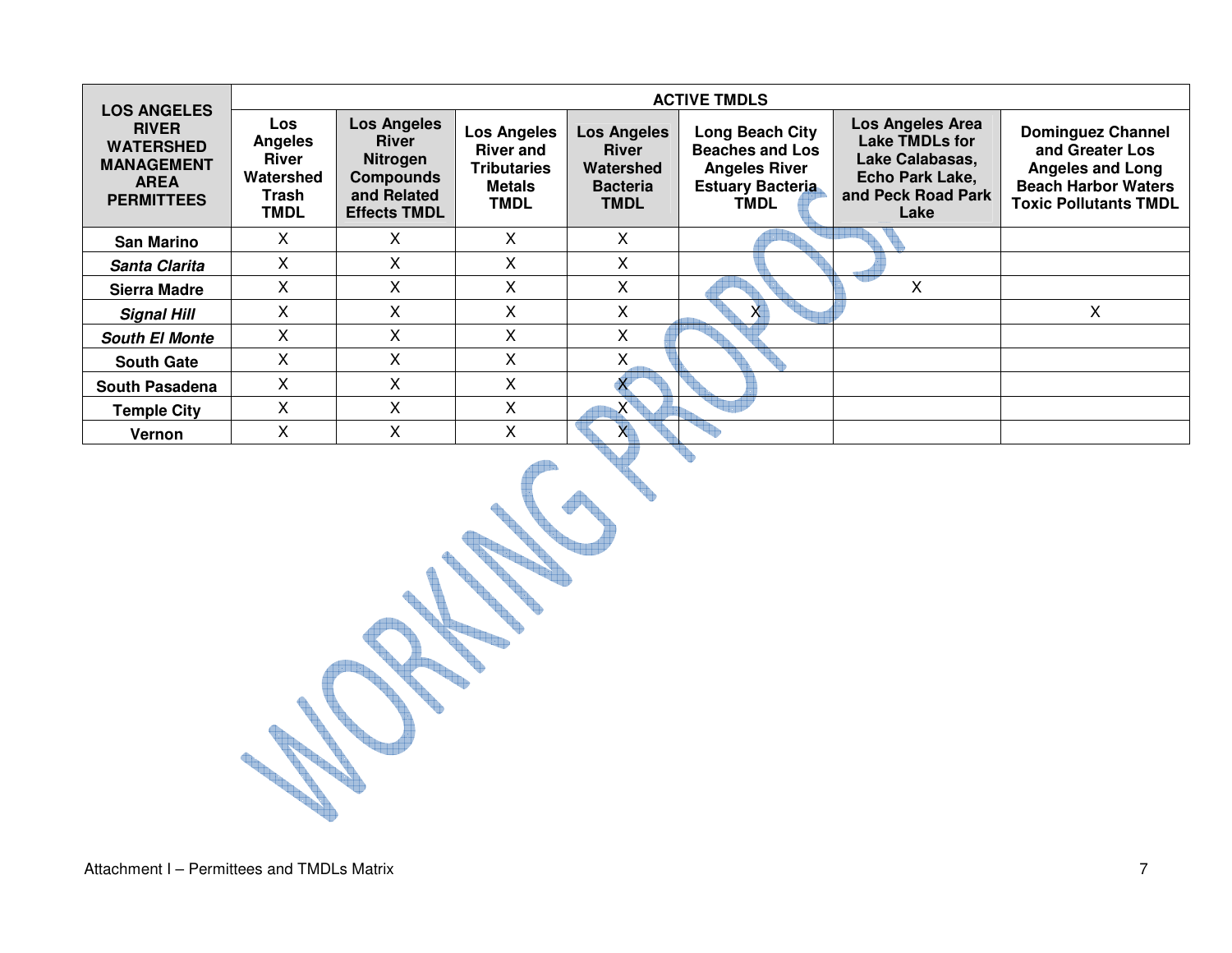| LOS ANGELES RIVER WATERSHED MANAGEMENT AREA PERMITTEES | ACTIVE TMDLS | | | | | | |
|---|---|---|---|---|---|---|---|
| | Los Angeles River Watershed Trash TMDL | Los Angeles River Nitrogen Compounds and Related Effects TMDL | Los Angeles River and Tributaries Metals TMDL | Los Angeles River Watershed Bacteria TMDL | Long Beach City Beaches and Los Angeles River Estuary Bacteria TMDL | Los Angeles Area Lake TMDLs for Lake Calabasas, Echo Park Lake, and Peck Road Park Lake | Dominguez Channel and Greater Los Angeles and Long Beach Harbor Waters Toxic Pollutants TMDL |
| **San Marino** | X | X | X | X | | | |
| ***Santa Clarita*** | X | X | X | X | | | |
| **Sierra Madre** | X | X | X | X | | X | |
| ***Signal Hill*** | X | X | X | X | X | | X |
| ***South El Monte*** | X | X | X | X | | | |
| **South Gate** | X | X | X | X | | | |
| **South Pasadena** | X | X | X | X | | | |
| **Temple City** | X | X | X | X | | | |
| **Vernon** | X | X | X | X | | | |

Attachment I – Permittees and TMDLs Matrix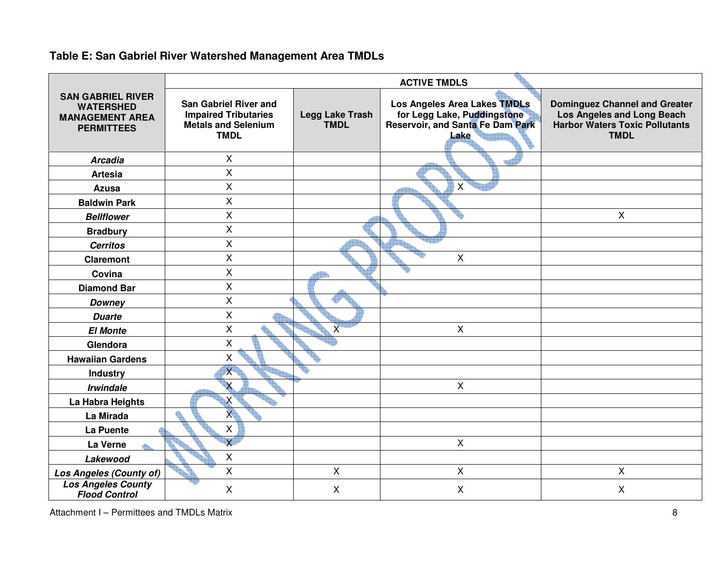## Table E: San Gabriel River Watershed Management Area TMDLs

| SAN GABRIEL RIVER WATERSHED MANAGEMENT AREA PERMITTEES | ACTIVE TMDLS | | | |
|---|---|---|---|---|
| | San Gabriel River and Impaired Tributaries Metals and Selenium TMDL | Legg Lake Trash TMDL | Los Angeles Area Lakes TMDLs for Legg Lake, Puddingstone Reservoir, and Santa Fe Dam Park Lake | Dominguez Channel and Greater Los Angeles and Long Beach Harbor Waters Toxic Pollutants TMDL |
| ***Arcadia*** | X | | | |
| **Artesia** | X | | | |
| **Azusa** | X | | X | |
| **Baldwin Park** | X | | | |
| ***Bellflower*** | X | | | X |
| **Bradbury** | X | | | |
| ***Cerritos*** | X | | | |
| **Claremont** | X | | X | |
| **Covina** | X | | | |
| **Diamond Bar** | X | | | |
| ***Downey*** | X | | | |
| ***Duarte*** | X | | | |
| ***El Monte*** | X | X | X | |
| **Glendora** | X | | | |
| **Hawaiian Gardens** | X | | | |
| **Industry** | X | | | |
| ***Irwindale*** | X | | X | |
| **La Habra Heights** | X | | | |
| **La Mirada** | X | | | |
| **La Puente** | X | | | |
| **La Verne** | X | | X | |
| ***Lakewood*** | X | | | |
| ***Los Angeles (County of)*** | X | X | X | X |
| ***Los Angeles County Flood Control*** | X | X | X | X |

Attachment I – Permittees and TMDLs Matrix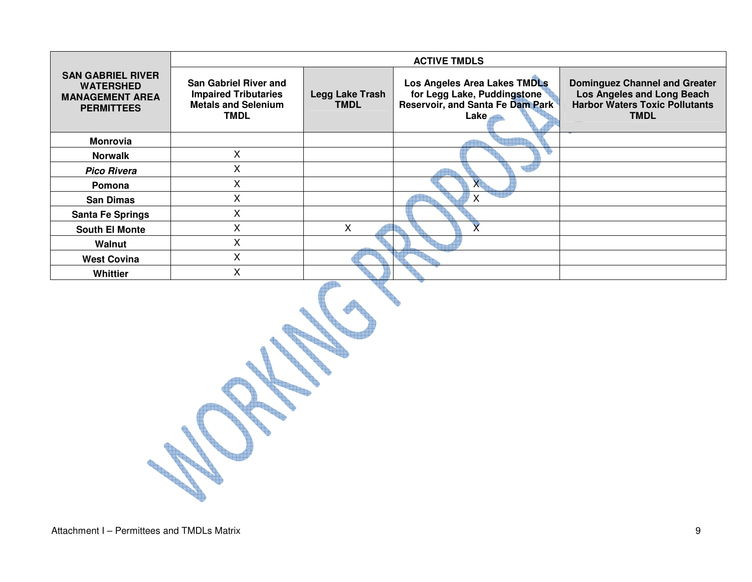| SAN GABRIEL RIVER WATERSHED MANAGEMENT AREA PERMITTEES | ACTIVE TMDLS | | | |
|---|---|---|---|---|
| | San Gabriel River and Impaired Tributaries Metals and Selenium TMDL | Legg Lake Trash TMDL | Los Angeles Area Lakes TMDLs for Legg Lake, Puddingstone Reservoir, and Santa Fe Dam Park Lake | Dominguez Channel and Greater Los Angeles and Long Beach Harbor Waters Toxic Pollutants TMDL |
| **Monrovia** | | | | |
| **Norwalk** | X | | | |
| ***Pico Rivera*** | X | | | |
| **Pomona** | X | | X | |
| **San Dimas** | X | | X | |
| **Santa Fe Springs** | X | | | |
| **South El Monte** | X | X | X | |
| **Walnut** | X | | | |
| **West Covina** | X | | | |
| **Whittier** | X | | | |

WORKING PROPOSAL

Attachment I – Permittees and TMDLs Matrix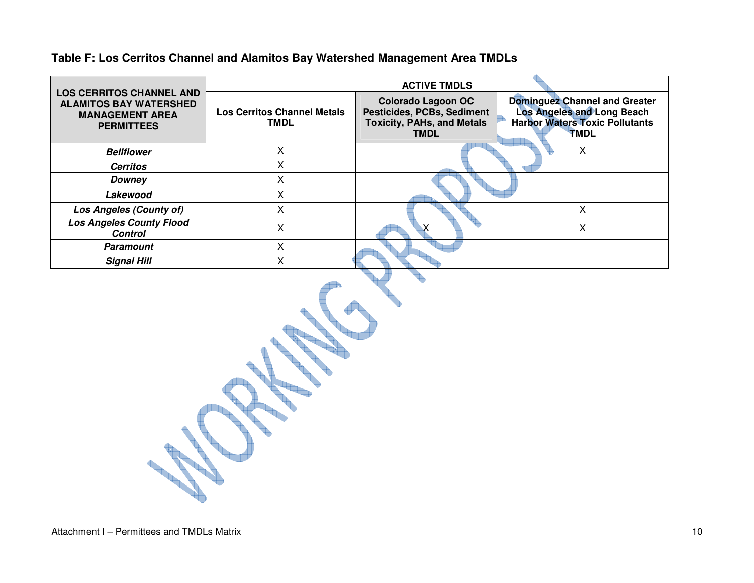**Table F: Los Cerritos Channel and Alamitos Bay Watershed Management Area TMDLs**

| LOS CERRITOS CHANNEL AND ALAMITOS BAY WATERSHED MANAGEMENT AREA PERMITTEES | ACTIVE TMDLS | | |
|---|---|---|---|
| | **Los Cerritos Channel Metals TMDL** | **Colorado Lagoon OC Pesticides, PCBs, Sediment Toxicity, PAHs, and Metals TMDL** | **Dominguez Channel and Greater Los Angeles and Long Beach Harbor Waters Toxic Pollutants TMDL** |
| ***Bellflower*** | X | | X |
| ***Cerritos*** | X | | |
| ***Downey*** | X | | |
| ***Lakewood*** | X | | |
| ***Los Angeles (County of)*** | X | | X |
| ***Los Angeles County Flood Control*** | X | X | X |
| ***Paramount*** | X | | |
| ***Signal Hill*** | X | | |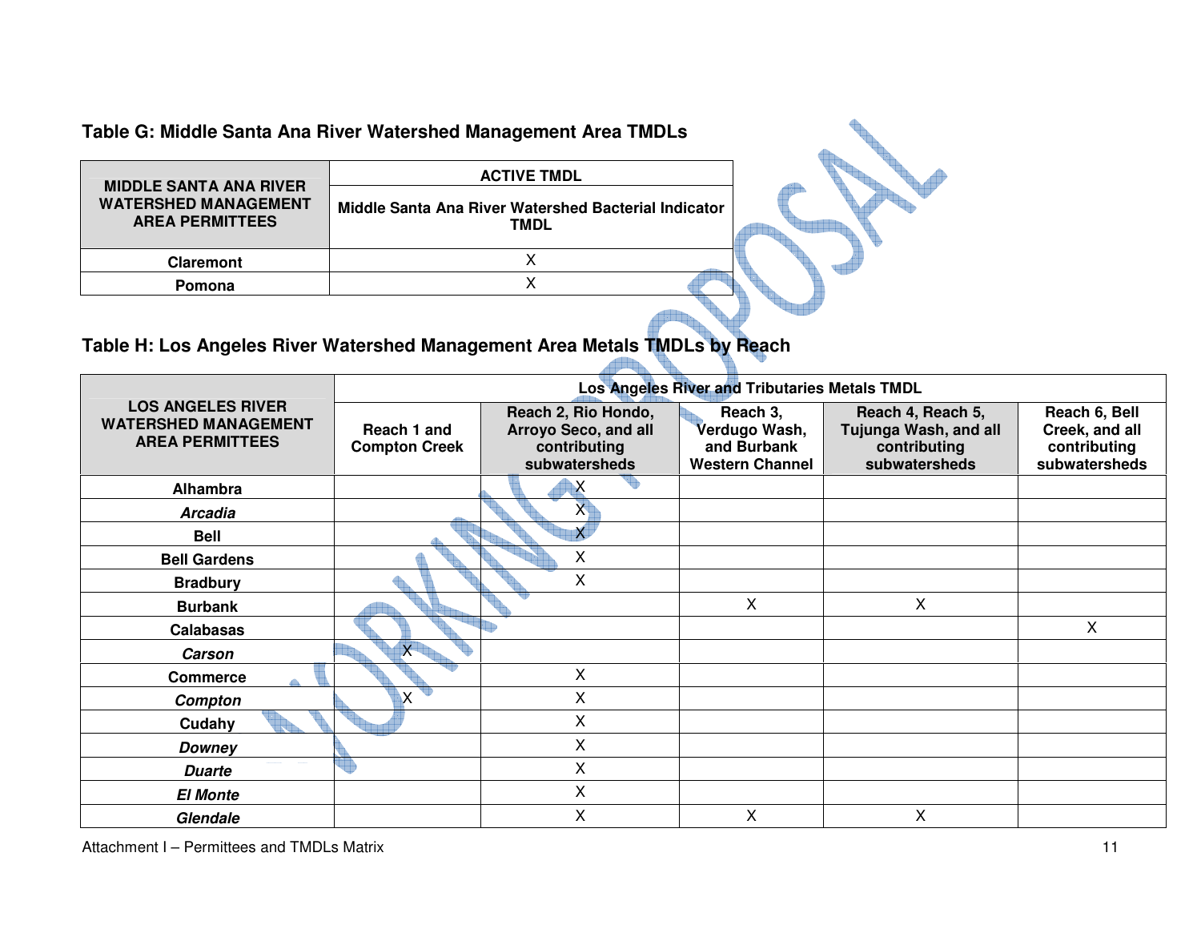### Table G: Middle Santa Ana River Watershed Management Area TMDLs

| MIDDLE SANTA ANA RIVER WATERSHED MANAGEMENT AREA PERMITTEES | ACTIVE TMDL |
|---|---|
| | Middle Santa Ana River Watershed Bacterial Indicator TMDL |
| Claremont | X |
| Pomona | X |

### Table H: Los Angeles River Watershed Management Area Metals TMDLs by Reach

| LOS ANGELES RIVER WATERSHED MANAGEMENT AREA PERMITTEES | Los Angeles River and Tributaries Metals TMDL | | | | |
|---|---|---|---|---|---|
| | Reach 1 and Compton Creek | Reach 2, Rio Hondo, Arroyo Seco, and all contributing subwatersheds | Reach 3, Verdugo Wash, and Burbank Western Channel | Reach 4, Reach 5, Tujunga Wash, and all contributing subwatersheds | Reach 6, Bell Creek, and all contributing subwatersheds |
| **Alhambra** | | X | | | |
| ***Arcadia*** | | X | | | |
| **Bell** | | X | | | |
| **Bell Gardens** | | X | | | |
| **Bradbury** | | X | | | |
| **Burbank** | | | X | X | |
| **Calabasas** | | | | | X |
| ***Carson*** | X | | | | |
| **Commerce** | | X | | | |
| ***Compton*** | X | X | | | |
| **Cudahy** | | X | | | |
| ***Downey*** | | X | | | |
| ***Duarte*** | | X | | | |
| ***El Monte*** | | X | | | |
| ***Glendale*** | | X | X | X | |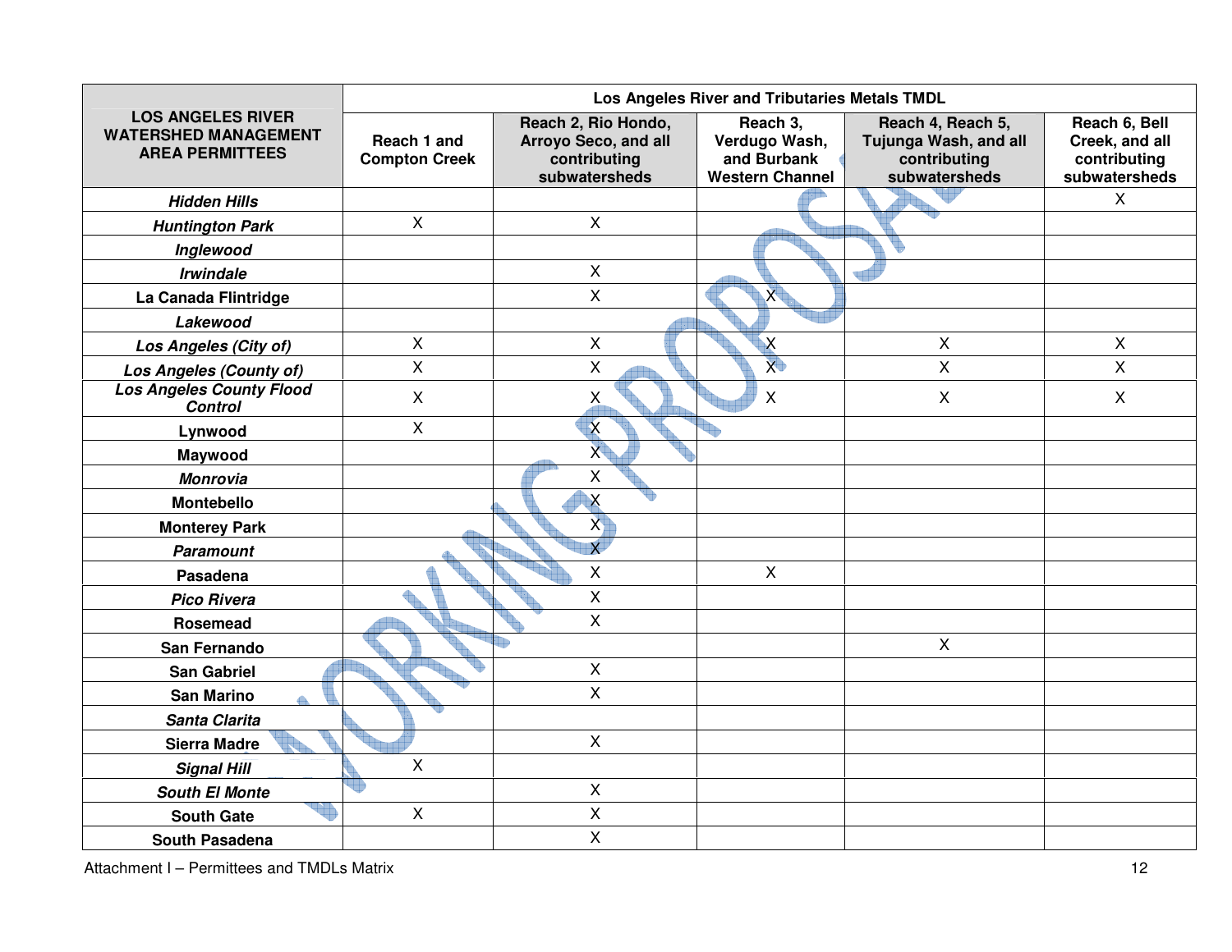| LOS ANGELES RIVER WATERSHED MANAGEMENT AREA PERMITTEES | Los Angeles River and Tributaries Metals TMDL | | | | |
|---|---|---|---|---|---|
| | Reach 1 and Compton Creek | Reach 2, Rio Hondo, Arroyo Seco, and all contributing subwatersheds | Reach 3, Verdugo Wash, and Burbank Western Channel | Reach 4, Reach 5, Tujunga Wash, and all contributing subwatersheds | Reach 6, Bell Creek, and all contributing subwatersheds |
| ***Hidden Hills*** | | | | | X |
| ***Huntington Park*** | X | X | | | |
| ***Inglewood*** | | | | | |
| ***Irwindale*** | | X | | | |
| **La Canada Flintridge** | | X | X | | |
| ***Lakewood*** | | | | | |
| ***Los Angeles (City of)*** | X | X | X | X | X |
| ***Los Angeles (County of)*** | X | X | X | X | X |
| ***Los Angeles County Flood Control*** | X | X | X | X | X |
| **Lynwood** | X | X | | | |
| **Maywood** | | X | | | |
| ***Monrovia*** | | X | | | |
| **Montebello** | | X | | | |
| **Monterey Park** | | X | | | |
| ***Paramount*** | | X | | | |
| **Pasadena** | | X | X | | |
| ***Pico Rivera*** | | X | | | |
| **Rosemead** | | X | | | |
| **San Fernando** | | | | X | |
| **San Gabriel** | | X | | | |
| **San Marino** | | X | | | |
| ***Santa Clarita*** | | | | | |
| **Sierra Madre** | | X | | | |
| ***Signal Hill*** | X | | | | |
| ***South El Monte*** | | X | | | |
| **South Gate** | X | X | | | |
| **South Pasadena** | | X | | | |

Attachment I – Permittees and TMDLs Matrix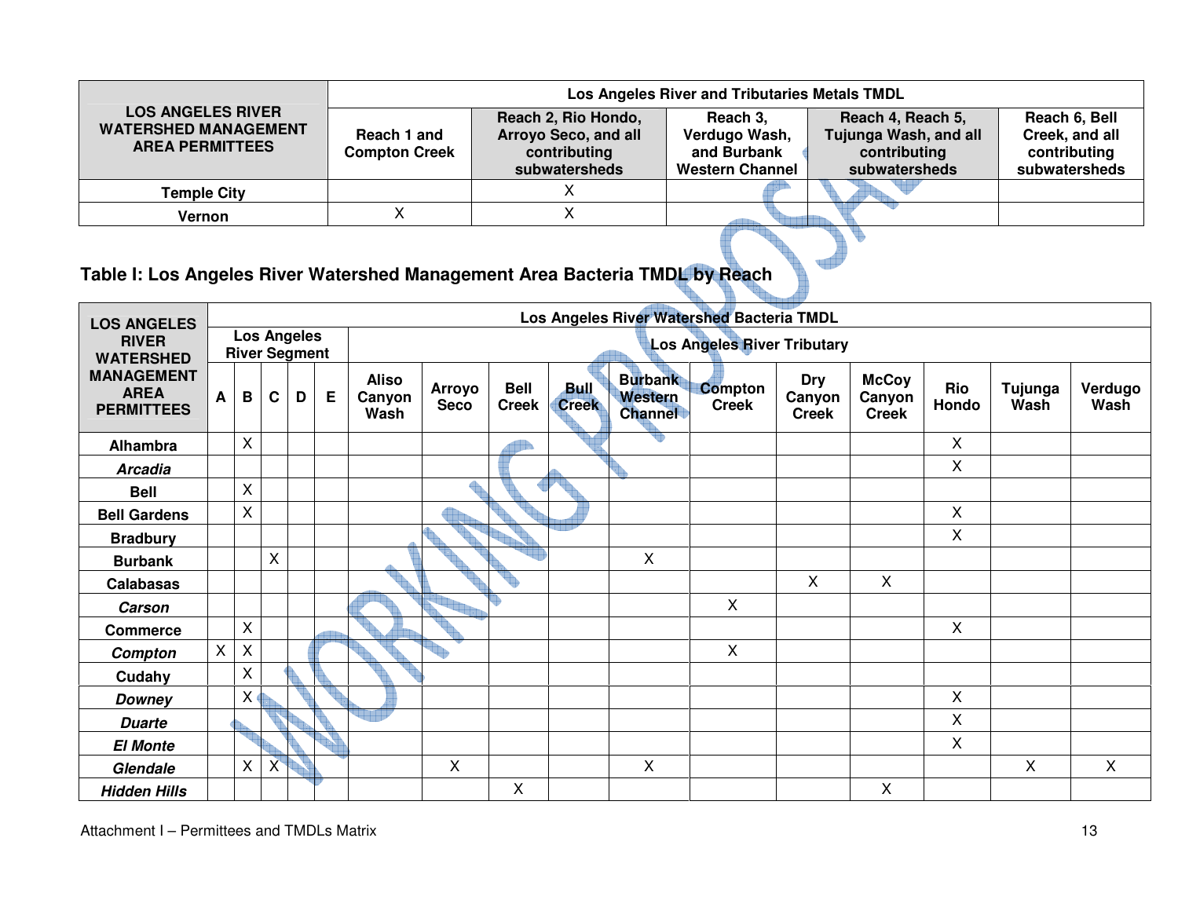| LOS ANGELES RIVER WATERSHED MANAGEMENT AREA PERMITTEES | Los Angeles River and Tributaries Metals TMDL | | | | |
|---|---|---|---|---|---|
| | Reach 1 and Compton Creek | Reach 2, Rio Hondo, Arroyo Seco, and all contributing subwatersheds | Reach 3, Verdugo Wash, and Burbank Western Channel | Reach 4, Reach 5, Tujunga Wash, and all contributing subwatersheds | Reach 6, Bell Creek, and all contributing subwatersheds |
| Temple City | | X | | | |
| Vernon | X | X | | | |

## Table I: Los Angeles River Watershed Management Area Bacteria TMDL by Reach

| LOS ANGELES RIVER WATERSHED MANAGEMENT AREA PERMITTEES | Los Angeles River Watershed Bacteria TMDL | | | | | | | | | | | | | | | | |
|---|---|---|---|---|---|---|---|---|---|---|---|---|---|---|---|---|---|
| | Los Angeles River Segment | | | | | Los Angeles River Tributary | | | | | | | | | | | |
| | A | B | C | D | E | Aliso Canyon Wash | Arroyo Seco | Bell Creek | Bull Creek | Burbank Western Channel | Compton Creek | Dry Canyon Creek | McCoy Canyon Creek | Rio Hondo | Tujunga Wash | Verdugo Wash |
| **Alhambra** | | X | | | | | | | | | | | | X | | |
| ***Arcadia*** | | | | | | | | | | | | | | X | | |
| **Bell** | | X | | | | | | | | | | | | | | |
| **Bell Gardens** | | X | | | | | | | | | | | | X | | |
| **Bradbury** | | | | | | | | | | | | | | X | | |
| **Burbank** | | | X | | | | | | | X | | | | | | |
| **Calabasas** | | | | | | | | | | | | X | X | | | |
| ***Carson*** | | | | | | | | | | | X | | | | | |
| **Commerce** | | X | | | | | | | | | | | | X | | |
| ***Compton*** | X | X | | | | | | | | | X | | | | | |
| **Cudahy** | | X | | | | | | | | | | | | | | |
| ***Downey*** | | X | | | | | | | | | | | | X | | |
| ***Duarte*** | | | | | | | | | | | | | | X | | |
| ***El Monte*** | | | | | | | | | | | | | | X | | |
| ***Glendale*** | | X | X | | | | X | | | X | | | | | X | X |
| ***Hidden Hills*** | | | | | | | | X | | | | | X | | | |

Attachment I – Permittees and TMDLs Matrix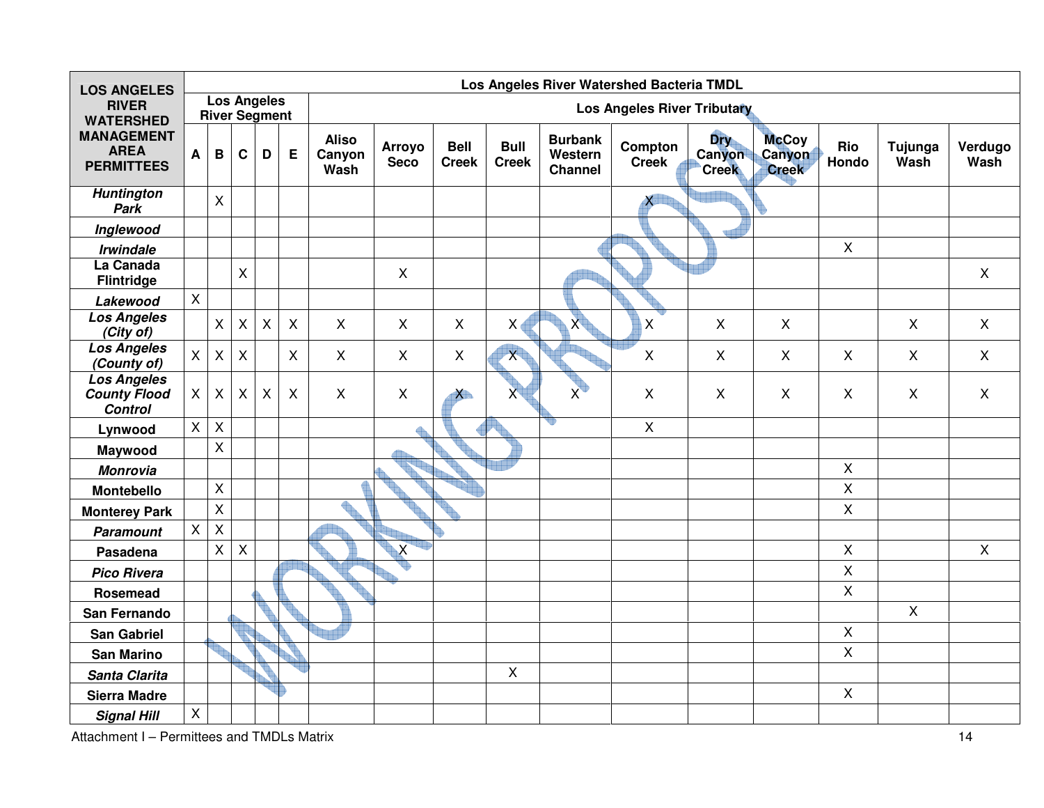| LOS ANGELES RIVER WATERSHED MANAGEMENT AREA PERMITTEES | Los Angeles River Watershed Bacteria TMDL | | | | | | | | | | | | | | | |
|---|---|---|---|---|---|---|---|---|---|---|---|---|---|---|---|---|
| | Los Angeles River Segment | | | | | Los Angeles River Tributary | | | | | | | | | | |
| | A | B | C | D | E | Aliso Canyon Wash | Arroyo Seco | Bell Creek | Bull Creek | Burbank Western Channel | Compton Creek | Dry Canyon Creek | McCoy Canyon Creek | Rio Hondo | Tujunga Wash | Verdugo Wash |
| ***Huntington Park*** | | X | | | | | | | | | X | | | | | |
| ***Inglewood*** | | | | | | | | | | | | | | | | |
| ***Irwindale*** | | | | | | | | | | | | | | X | | |
| **La Canada Flintridge** | | | X | | | | X | | | | | | | | | X |
| ***Lakewood*** | X | | | | | | | | | | | | | | | |
| ***Los Angeles (City of)*** | | X | X | X | X | X | X | X | X | X | X | X | X | | X | X |
| ***Los Angeles (County of)*** | X | X | X | | X | X | X | X | X | | X | X | X | X | X | X |
| ***Los Angeles County Flood Control*** | X | X | X | X | X | X | X | X | X | X | X | X | X | X | X | X |
| **Lynwood** | X | X | | | | | | | | | X | | | | | |
| **Maywood** | | X | | | | | | | | | | | | | | |
| ***Monrovia*** | | | | | | | | | | | | | | X | | |
| **Montebello** | | X | | | | | | | | | | | | X | | |
| **Monterey Park** | | X | | | | | | | | | | | | X | | |
| ***Paramount*** | X | X | | | | | | | | | | | | | | |
| **Pasadena** | | X | X | | | | X | | | | | | | X | | X |
| ***Pico Rivera*** | | | | | | | | | | | | | | X | | |
| **Rosemead** | | | | | | | | | | | | | | X | | |
| **San Fernando** | | | | | | | | | | | | | | | X | |
| **San Gabriel** | | | | | | | | | | | | | | X | | |
| **San Marino** | | | | | | | | | | | | | | X | | |
| ***Santa Clarita*** | | | | | | | | | X | | | | | | | |
| **Sierra Madre** | | | | | | | | | | | | | | X | | |
| ***Signal Hill*** | X | | | | | | | | | | | | | | | |

Attachment I – Permittees and TMDLs Matrix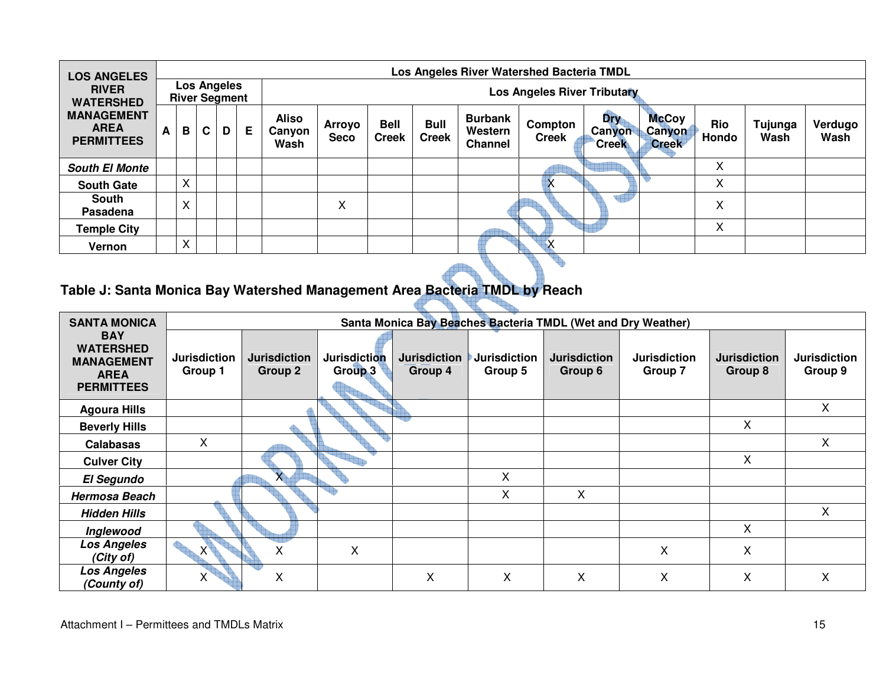| LOS ANGELES RIVER WATERSHED MANAGEMENT AREA PERMITTEES | Los Angeles River Watershed Bacteria TMDL | | | | | | | | | | | | | | | |
|---|---|---|---|---|---|---|---|---|---|---|---|---|---|---|---|---|
| | Los Angeles River Segment | | | | | Los Angeles River Tributary | | | | | | | | | | |
| | A | B | C | D | E | Aliso Canyon Wash | Arroyo Seco | Bell Creek | Bull Creek | Burbank Western Channel | Compton Creek | Dry Canyon Creek | McCoy Canyon Creek | Rio Hondo | Tujunga Wash | Verdugo Wash |
| ***South El Monte*** | | | | | | | | | | | | | | X | | |
| **South Gate** | | X | | | | | | | | | X | | | X | | |
| **South Pasadena** | | X | | | | | X | | | | | | | X | | |
| **Temple City** | | | | | | | | | | | | | | X | | |
| **Vernon** | | X | | | | | | | | | X | | | | | |

## Table J: Santa Monica Bay Watershed Management Area Bacteria TMDL by Reach

| SANTA MONICA BAY WATERSHED MANAGEMENT AREA PERMITTEES | Santa Monica Bay Beaches Bacteria TMDL (Wet and Dry Weather) | | | | | | | | |
|---|---|---|---|---|---|---|---|---|---|
| | Jurisdiction Group 1 | Jurisdiction Group 2 | Jurisdiction Group 3 | Jurisdiction Group 4 | Jurisdiction Group 5 | Jurisdiction Group 6 | Jurisdiction Group 7 | Jurisdiction Group 8 | Jurisdiction Group 9 |
| **Agoura Hills** | | | | | | | | | X |
| **Beverly Hills** | | | | | | | | X | |
| **Calabasas** | X | | | | | | | | X |
| **Culver City** | | | | | | | | X | |
| ***El Segundo*** | | X | | | X | | | | |
| ***Hermosa Beach*** | | | | | X | X | | | |
| ***Hidden Hills*** | | | | | | | | | X |
| ***Inglewood*** | | | | | | | | X | |
| ***Los Angeles (City of)*** | X | X | X | | | | X | X | |
| ***Los Angeles (County of)*** | X | X | | X | X | X | X | X | X |

Attachment I – Permittees and TMDLs Matrix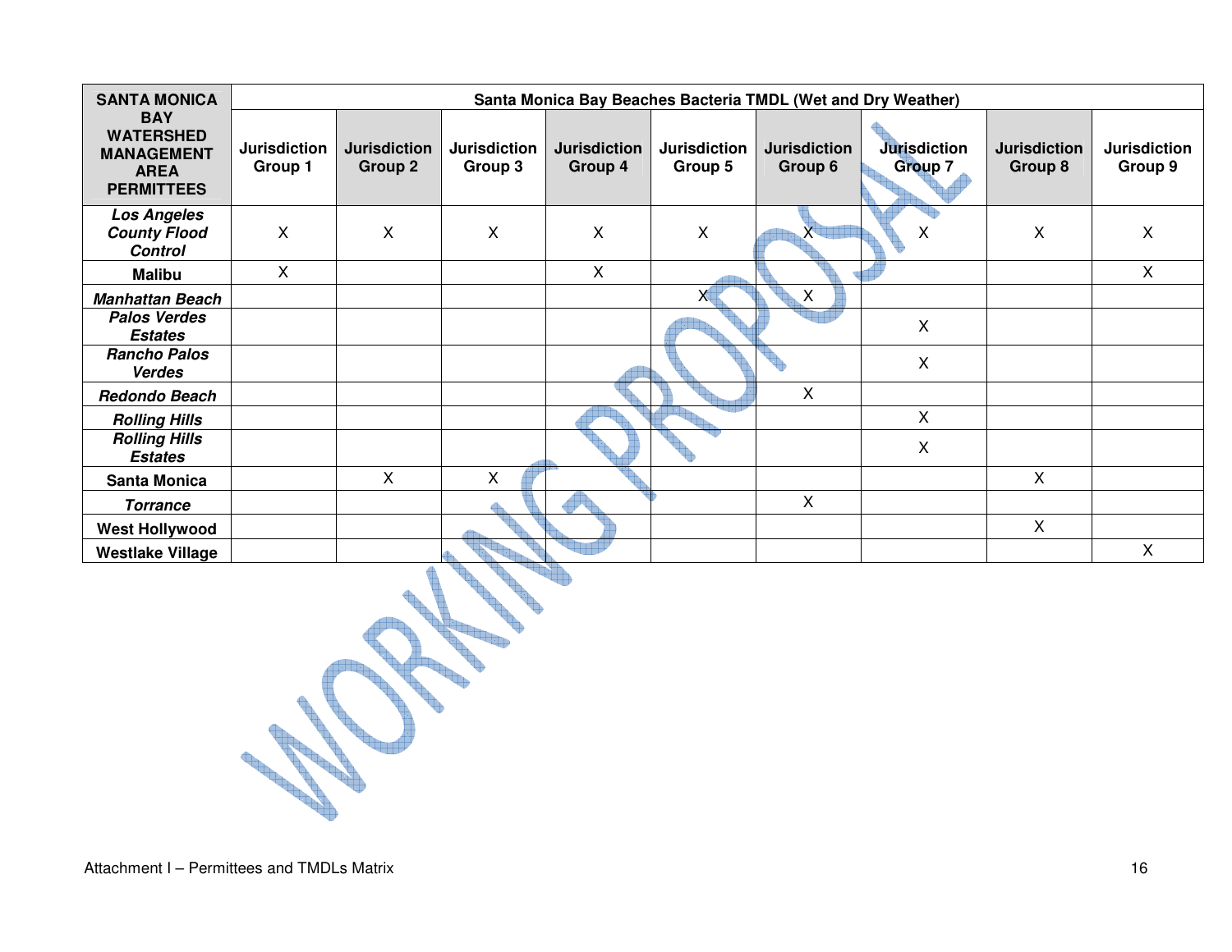| SANTA MONICA BAY WATERSHED MANAGEMENT AREA PERMITTEES | Santa Monica Bay Beaches Bacteria TMDL (Wet and Dry Weather) | | | | | | | | |
|---|---|---|---|---|---|---|---|---|---|
| | Jurisdiction Group 1 | Jurisdiction Group 2 | Jurisdiction Group 3 | Jurisdiction Group 4 | Jurisdiction Group 5 | Jurisdiction Group 6 | Jurisdiction Group 7 | Jurisdiction Group 8 | Jurisdiction Group 9 |
| ***Los Angeles County Flood Control*** | X | X | X | X | X | X | X | X | X |
| **Malibu** | X | | | X | | | | | X |
| ***Manhattan Beach*** | | | | | X | X | | | |
| ***Palos Verdes Estates*** | | | | | | | X | | |
| ***Rancho Palos Verdes*** | | | | | | | X | | |
| ***Redondo Beach*** | | | | | | X | | | |
| ***Rolling Hills*** | | | | | | | X | | |
| ***Rolling Hills Estates*** | | | | | | | X | | |
| **Santa Monica** | | X | X | | | | | X | |
| ***Torrance*** | | | | | | X | | | |
| **West Hollywood** | | | | | | | | X | |
| **Westlake Village** | | | | | | | | | X |

WORKING PROPOSAL

Attachment I – Permittees and TMDLs Matrix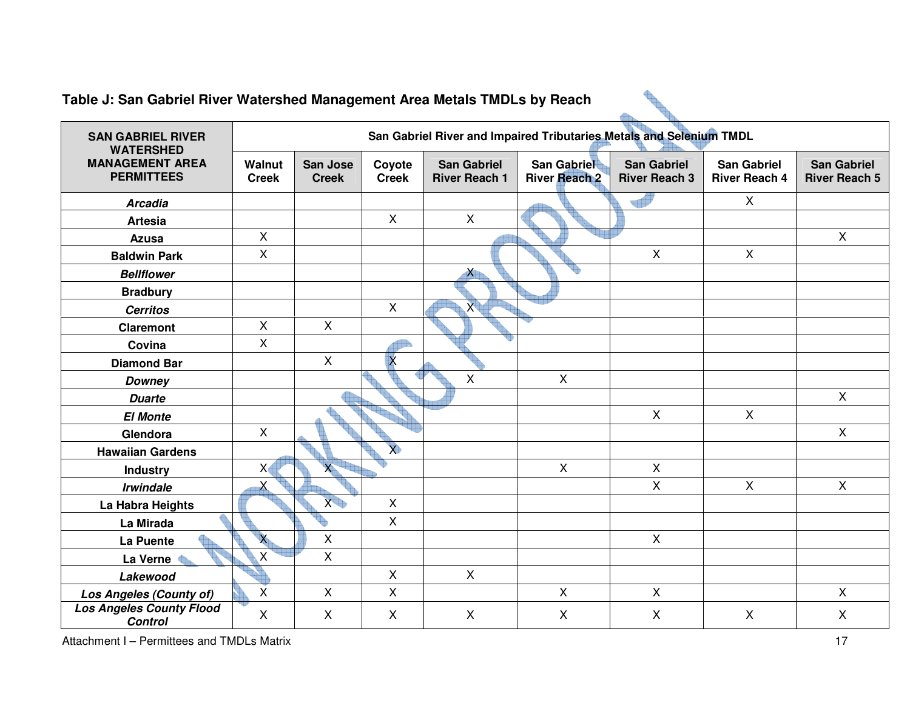## Table J: San Gabriel River Watershed Management Area Metals TMDLs by Reach

| SAN GABRIEL RIVER WATERSHED MANAGEMENT AREA PERMITTEES | San Gabriel River and Impaired Tributaries Metals and Selenium TMDL | | | | | | | |
|---|---|---|---|---|---|---|---|---|
| | Walnut Creek | San Jose Creek | Coyote Creek | San Gabriel River Reach 1 | San Gabriel River Reach 2 | San Gabriel River Reach 3 | San Gabriel River Reach 4 | San Gabriel River Reach 5 |
| ***Arcadia*** | | | | | | | X | |
| **Artesia** | | | X | X | | | | |
| **Azusa** | X | | | | | | | X |
| **Baldwin Park** | X | | | | | X | X | |
| ***Bellflower*** | | | | X | | | | |
| **Bradbury** | | | | | | | | |
| ***Cerritos*** | | | X | X | | | | |
| **Claremont** | X | X | | | | | | |
| **Covina** | X | | | | | | | |
| **Diamond Bar** | | X | X | | | | | |
| ***Downey*** | | | | X | X | | | |
| ***Duarte*** | | | | | | | | X |
| ***El Monte*** | | | | | | X | X | |
| **Glendora** | X | | | | | | | X |
| **Hawaiian Gardens** | | | X | | | | | |
| **Industry** | X | X | | | X | X | | |
| ***Irwindale*** | X | | | | | X | X | X |
| **La Habra Heights** | | X | X | | | | | |
| **La Mirada** | | | X | | | | | |
| **La Puente** | X | X | | | | X | | |
| **La Verne** | X | X | | | | | | |
| ***Lakewood*** | | | X | X | | | | |
| ***Los Angeles (County of)*** | X | X | X | | X | X | | X |
| ***Los Angeles County Flood Control*** | X | X | X | X | X | X | X | X |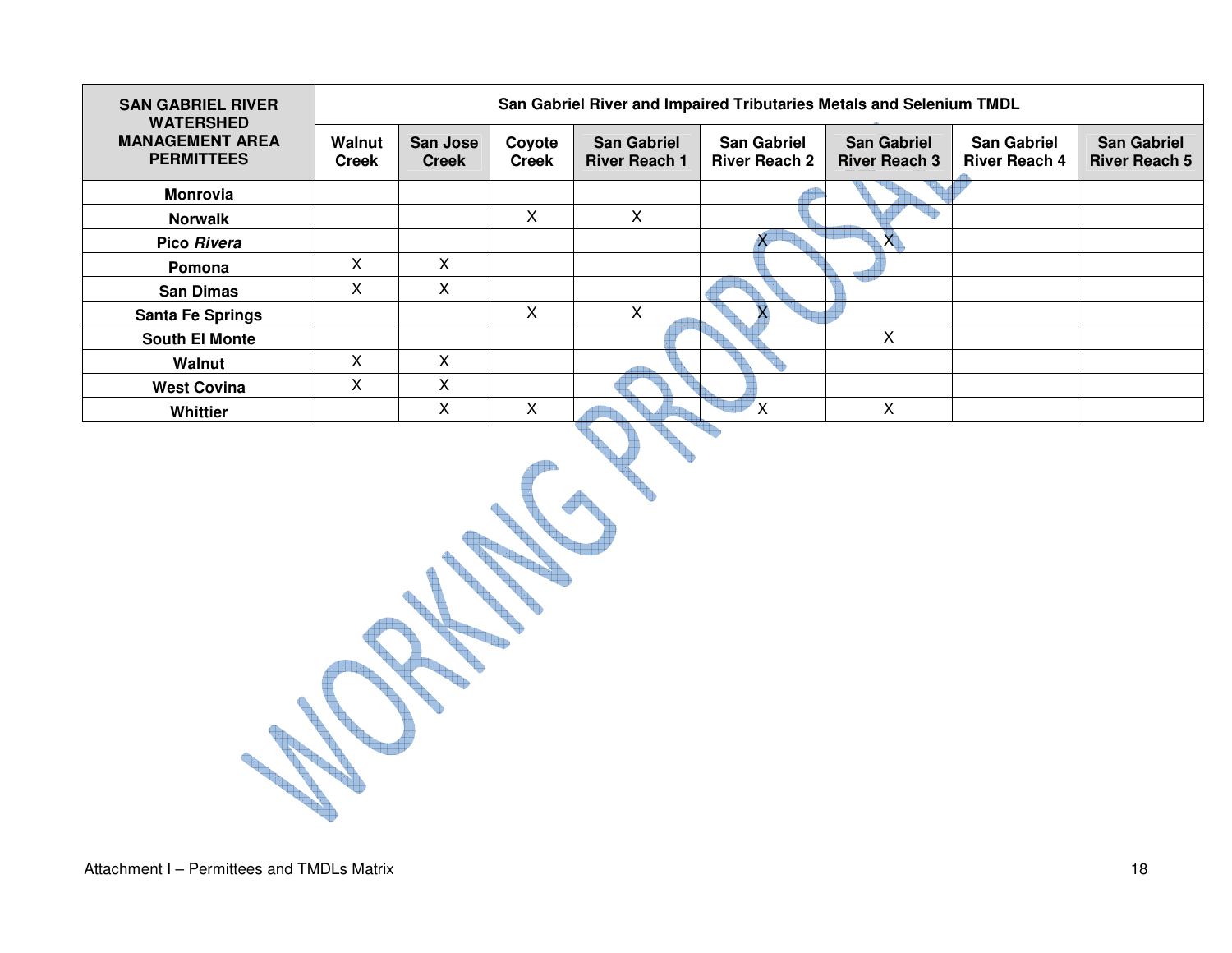| SAN GABRIEL RIVER WATERSHED MANAGEMENT AREA PERMITTEES | San Gabriel River and Impaired Tributaries Metals and Selenium TMDL | | | | | | | |
|---|---|---|---|---|---|---|---|---|
| | Walnut Creek | San Jose Creek | Coyote Creek | San Gabriel River Reach 1 | San Gabriel River Reach 2 | San Gabriel River Reach 3 | San Gabriel River Reach 4 | San Gabriel River Reach 5 |
| **Monrovia** | | | | | | | | |
| **Norwalk** | | | X | X | | | | |
| **Pico *Rivera*** | | | | | X | X | | |
| **Pomona** | X | X | | | | | | |
| **San Dimas** | X | X | | | | | | |
| **Santa Fe Springs** | | | X | X | X | | | |
| **South El Monte** | | | | | | X | | |
| **Walnut** | X | X | | | | | | |
| **West Covina** | X | X | | | | | | |
| **Whittier** | | X | X | | X | X | | |

WORKING PROPOSAL

Attachment I – Permittees and TMDLs Matrix